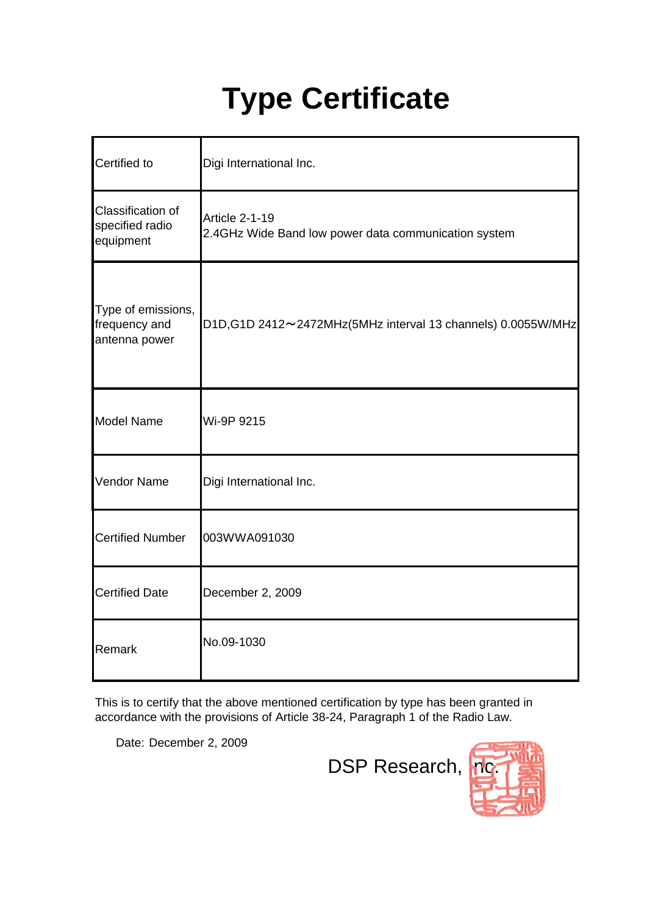# Type Certificate

| | |
|---|---|
| Certified to | Digi International Inc. |
| Classification of specified radio equipment | Article 2-1-19<br>2.4GHz Wide Band low power data communication system |
| Type of emissions, frequency and antenna power | D1D,G1D 2412～2472MHz(5MHz interval 13 channels) 0.0055W/MHz |
| Model Name | Wi-9P 9215 |
| Vendor Name | Digi International Inc. |
| Certified Number | 003WWA091030 |
| Certified Date | December 2, 2009 |
| Remark | No.09-1030 |

This is to certify that the above mentioned certification by type has been granted in accordance with the provisions of Article 38-24, Paragraph 1 of the Radio Law.

Date: December 2, 2009

DSP Research, Inc.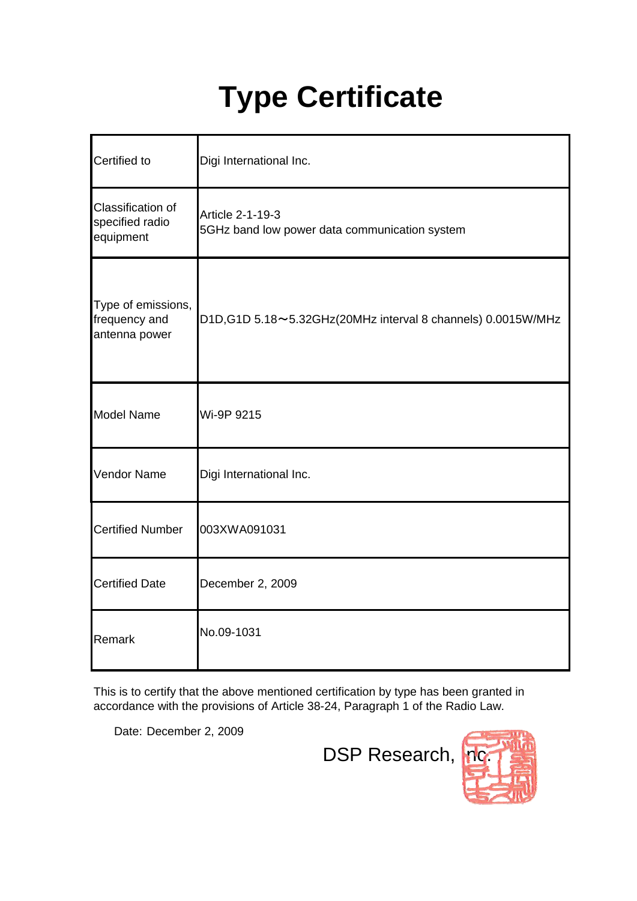# Type Certificate

| Certified to | Digi International Inc. |
|---|---|
| Classification of specified radio equipment | Article 2-1-19-3<br>5GHz band low power data communication system |
| Type of emissions, frequency and antenna power | D1D,G1D 5.18～5.32GHz(20MHz interval 8 channels) 0.0015W/MHz |
| Model Name | Wi-9P 9215 |
| Vendor Name | Digi International Inc. |
| Certified Number | 003XWA091031 |
| Certified Date | December 2, 2009 |
| Remark | No.09-1031 |

This is to certify that the above mentioned certification by type has been granted in accordance with the provisions of Article 38-24, Paragraph 1 of the Radio Law.

Date: December 2, 2009

DSP Research, Inc.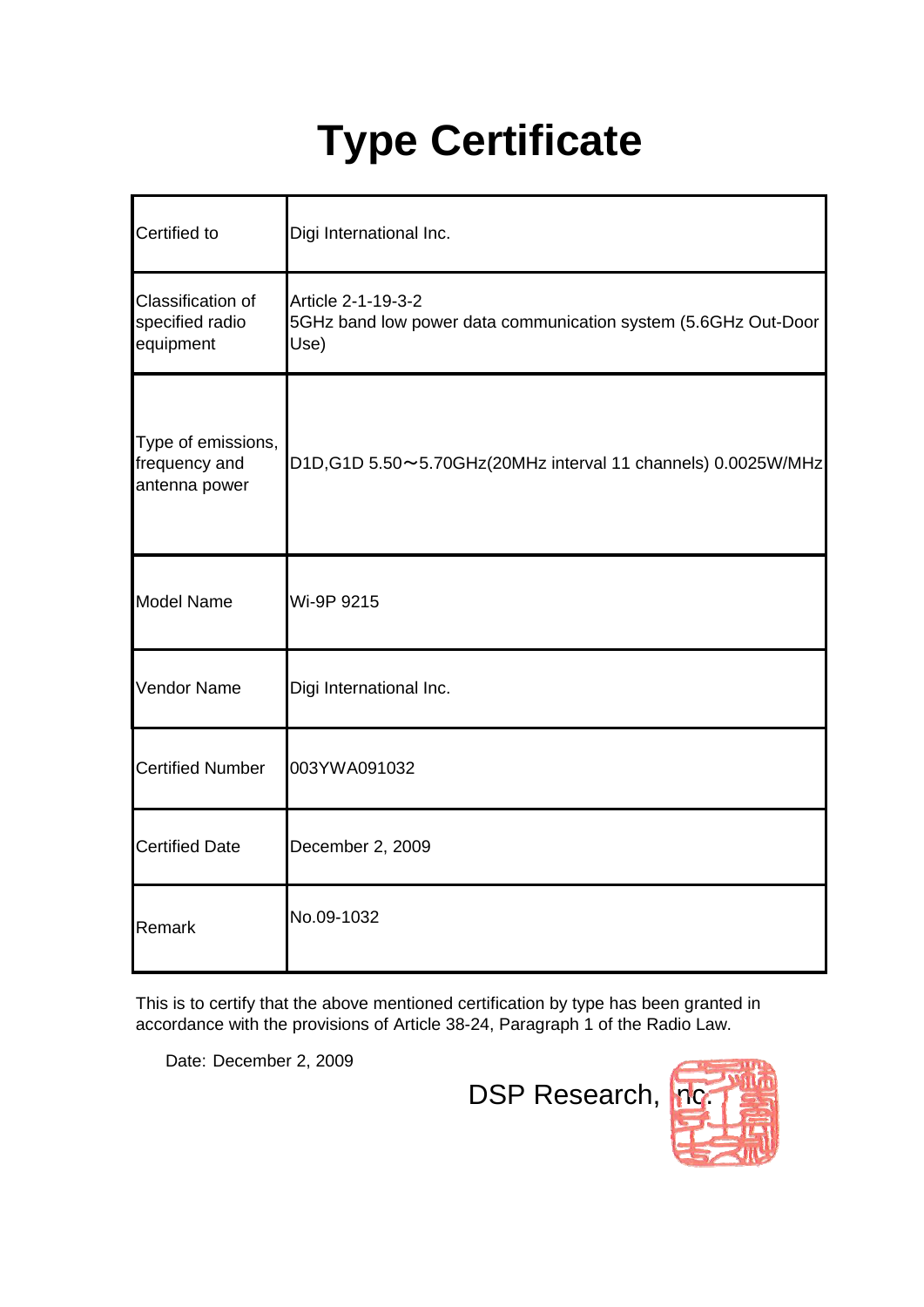# Type Certificate

| | |
|---|---|
| Certified to | Digi International Inc. |
| Classification of specified radio equipment | Article 2-1-19-3-2<br>5GHz band low power data communication system (5.6GHz Out-Door Use) |
| Type of emissions, frequency and antenna power | D1D,G1D 5.50～5.70GHz(20MHz interval 11 channels) 0.0025W/MHz |
| Model Name | Wi-9P 9215 |
| Vendor Name | Digi International Inc. |
| Certified Number | 003YWA091032 |
| Certified Date | December 2, 2009 |
| Remark | No.09-1032 |

This is to certify that the above mentioned certification by type has been granted in accordance with the provisions of Article 38-24, Paragraph 1 of the Radio Law.

Date: December 2, 2009

DSP Research, Inc.